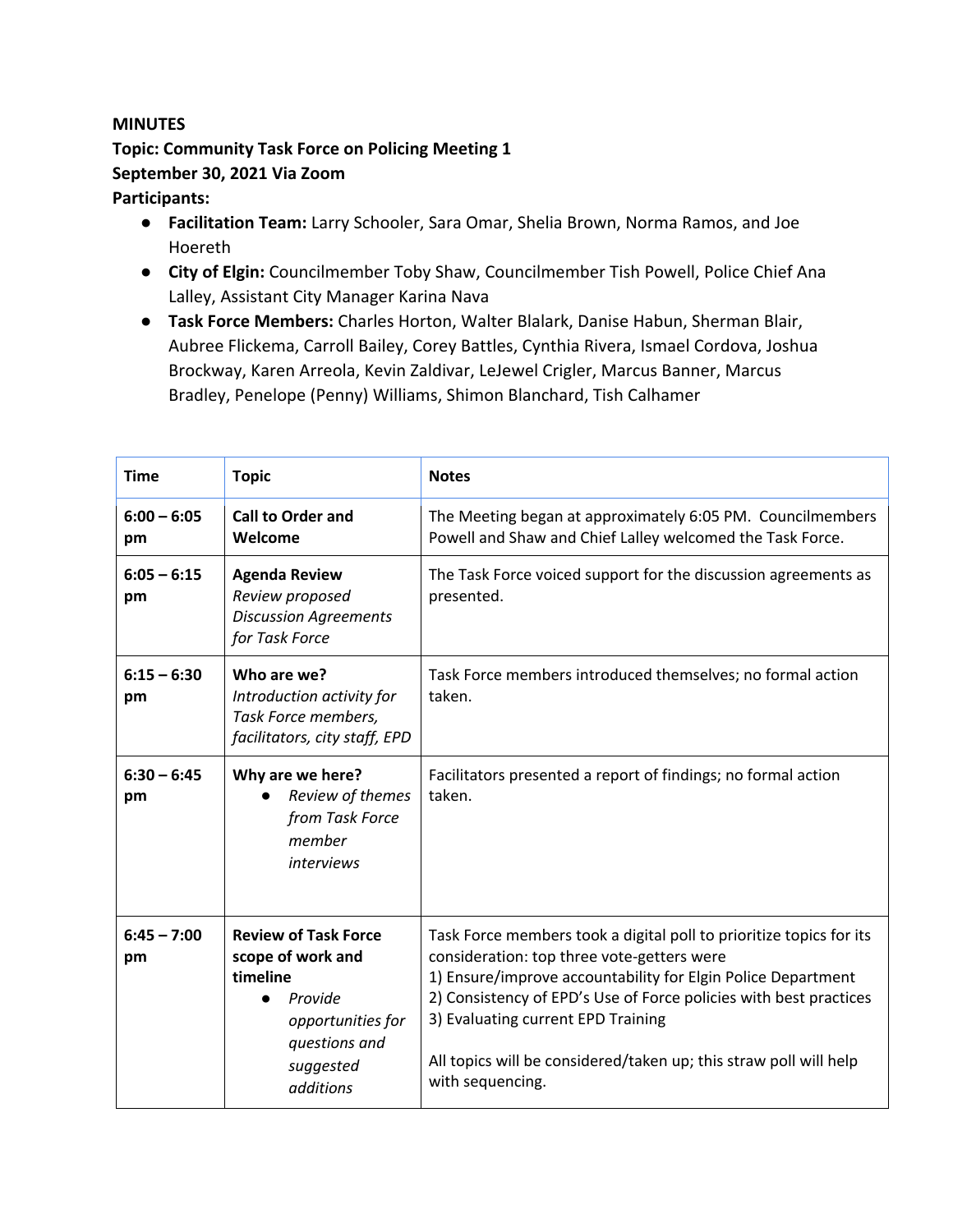**MINUTES**

**Topic: Community Task Force on Policing Meeting 1**

**September 30, 2021 Via Zoom**

**Participants:**

- **Facilitation Team:** Larry Schooler, Sara Omar, Shelia Brown, Norma Ramos, and Joe Hoereth
- **City of Elgin:** Councilmember Toby Shaw, Councilmember Tish Powell, Police Chief Ana Lalley, Assistant City Manager Karina Nava
- **Task Force Members:** Charles Horton, Walter Blalark, Danise Habun, Sherman Blair, Aubree Flickema, Carroll Bailey, Corey Battles, Cynthia Rivera, Ismael Cordova, Joshua Brockway, Karen Arreola, Kevin Zaldivar, LeJewel Crigler, Marcus Banner, Marcus Bradley, Penelope (Penny) Williams, Shimon Blanchard, Tish Calhamer

| Time | Topic | Notes |
|---|---|---|
| **6:00 – 6:05 pm** | **Call to Order and Welcome** | The Meeting began at approximately 6:05 PM. Councilmembers Powell and Shaw and Chief Lalley welcomed the Task Force. |
| **6:05 – 6:15 pm** | **Agenda Review** *Review proposed Discussion Agreements for Task Force* | The Task Force voiced support for the discussion agreements as presented. |
| **6:15 – 6:30 pm** | **Who are we?** *Introduction activity for Task Force members, facilitators, city staff, EPD* | Task Force members introduced themselves; no formal action taken. |
| **6:30 – 6:45 pm** | **Why are we here?** <br>● *Review of themes from Task Force member interviews* | Facilitators presented a report of findings; no formal action taken. |
| **6:45 – 7:00 pm** | **Review of Task Force scope of work and timeline** <br>● *Provide opportunities for questions and suggested additions* | Task Force members took a digital poll to prioritize topics for its consideration: top three vote-getters were<br>1) Ensure/improve accountability for Elgin Police Department<br>2) Consistency of EPD's Use of Force policies with best practices<br>3) Evaluating current EPD Training<br><br>All topics will be considered/taken up; this straw poll will help with sequencing. |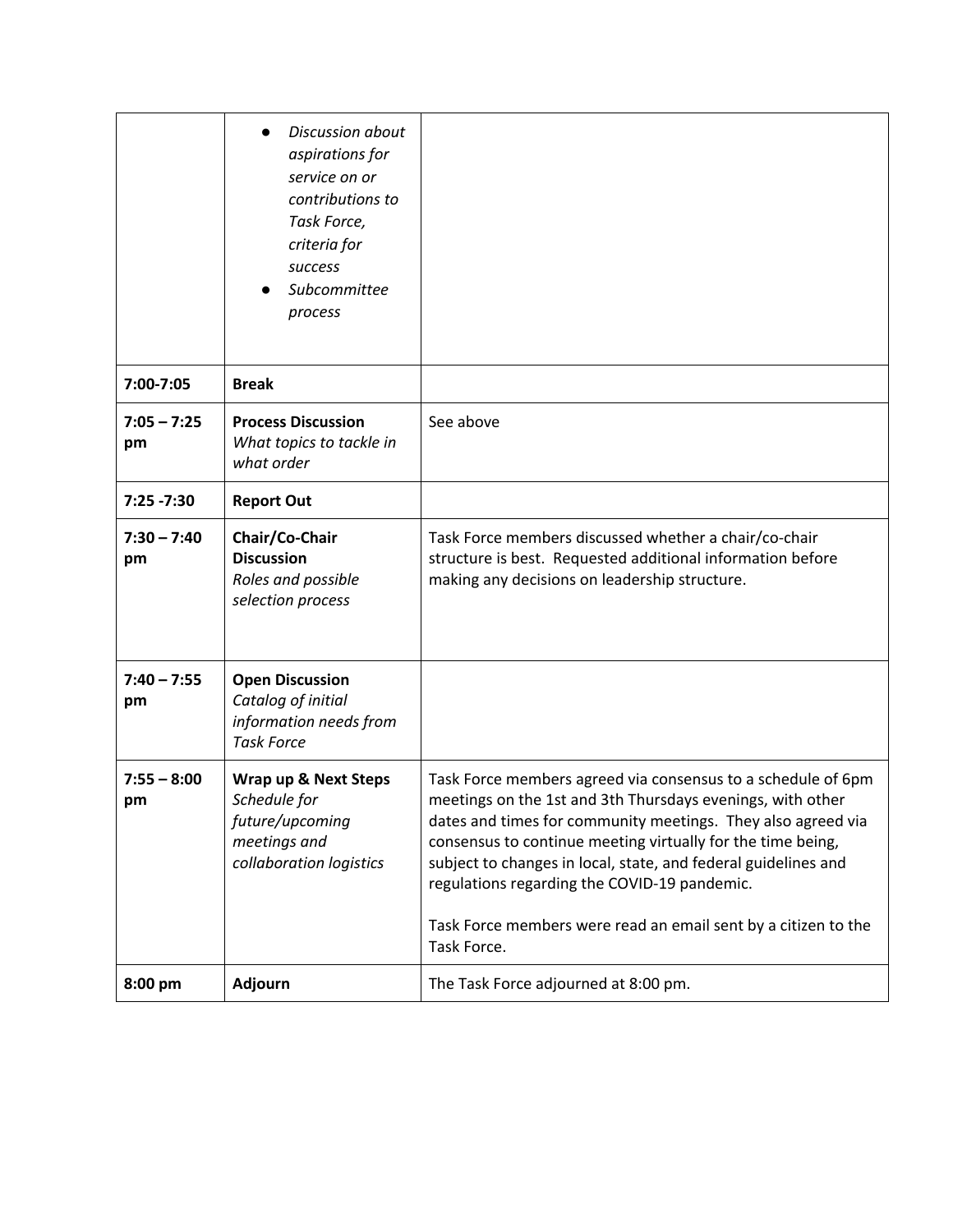| | | |
|---|---|---|
| | • *Discussion about aspirations for service on or contributions to Task Force, criteria for success*<br>• *Subcommittee process* | |
| **7:00-7:05** | **Break** | |
| **7:05 – 7:25 pm** | **Process Discussion**<br>*What topics to tackle in what order* | See above |
| **7:25 -7:30** | **Report Out** | |
| **7:30 – 7:40 pm** | **Chair/Co-Chair Discussion**<br>*Roles and possible selection process* | Task Force members discussed whether a chair/co-chair structure is best. Requested additional information before making any decisions on leadership structure. |
| **7:40 – 7:55 pm** | **Open Discussion**<br>*Catalog of initial information needs from Task Force* | |
| **7:55 – 8:00 pm** | **Wrap up & Next Steps**<br>*Schedule for future/upcoming meetings and collaboration logistics* | Task Force members agreed via consensus to a schedule of 6pm meetings on the 1st and 3th Thursdays evenings, with other dates and times for community meetings. They also agreed via consensus to continue meeting virtually for the time being, subject to changes in local, state, and federal guidelines and regulations regarding the COVID-19 pandemic.<br><br>Task Force members were read an email sent by a citizen to the Task Force. |
| **8:00 pm** | **Adjourn** | The Task Force adjourned at 8:00 pm. |